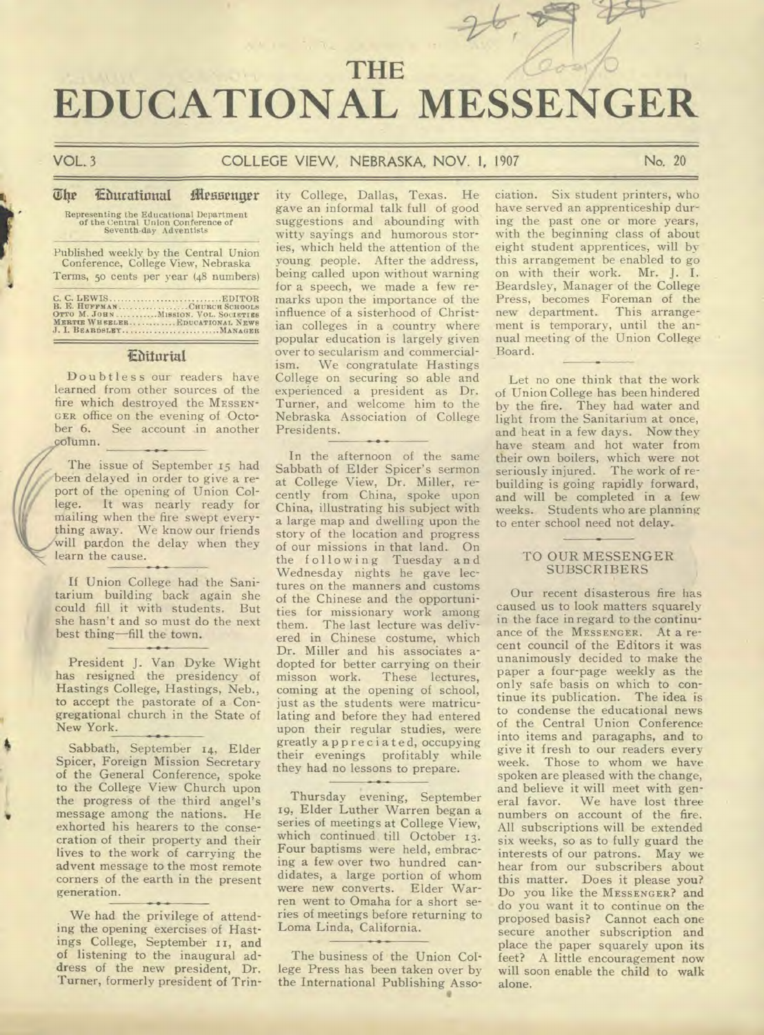# THE EDUCATIONAL MESSENGER

VOL. 3 COLLEGE VIEW, NEBRASKA, NOV. 1, 1907 No. 20

## The Educational Messenger

Representing the Educational Department of the Central Union Conference of Seventh-day Adventists

Published weekly by the Central Union Conference, College View, Nebraska
Terms, 50 cents per year (48 numbers)

C. C. LEWIS .......... EDITOR
B. E. HUFFMAN .......... CHURCH SCHOOLS
OTTO M. JOHN .......... MISSION. VOL. SOCIETIES
MERTIE WHEELER .......... EDUCATIONAL NEWS
J. I. BEARDSLEY .......... MANAGER

## Editorial

Doubtless our readers have learned from other sources of the fire which destroyed the MESSENGER office on the evening of October 6. See account in another column.

The issue of September 15 had been delayed in order to give a report of the opening of Union College. It was nearly ready for mailing when the fire swept everything away. We know our friends will pardon the delay when they learn the cause.

If Union College had the Sanitarium building back again she could fill it with students. But she hasn't and so must do the next best thing—fill the town.

President J. Van Dyke Wight has resigned the presidency of Hastings College, Hastings, Neb., to accept the pastorate of a Congregational church in the State of New York.

Sabbath, September 14, Elder Spicer, Foreign Mission Secretary of the General Conference, spoke to the College View Church upon the progress of the third angel's message among the nations. He exhorted his hearers to the consecration of their property and their lives to the work of carrying the advent message to the most remote corners of the earth in the present generation.

We had the privilege of attending the opening exercises of Hastings College, September 11, and of listening to the inaugural address of the new president, Dr. Turner, formerly president of Trinity College, Dallas, Texas. He gave an informal talk full of good suggestions and abounding with witty sayings and humorous stories, which held the attention of the young people. After the address, being called upon without warning for a speech, we made a few remarks upon the importance of the influence of a sisterhood of Christian colleges in a country where popular education is largely given over to secularism and commercialism. We congratulate Hastings College on securing so able and experienced a president as Dr. Turner, and welcome him to the Nebraska Association of College Presidents.

In the afternoon of the same Sabbath of Elder Spicer's sermon at College View, Dr. Miller, recently from China, spoke upon China, illustrating his subject with a large map and dwelling upon the story of the location and progress of our missions in that land. On the following Tuesday and Wednesday nights he gave lectures on the manners and customs of the Chinese and the opportunities for missionary work among them. The last lecture was delivered in Chinese costume, which Dr. Miller and his associates adopted for better carrying on their misson work. These lectures, coming at the opening of school, just as the students were matriculating and before they had entered upon their regular studies, were greatly appreciated, occupying their evenings profitably while they had no lessons to prepare.

Thursday evening, September 19, Elder Luther Warren began a series of meetings at College View, which continued till October 13. Four baptisms were held, embracing a few over two hundred candidates, a large portion of whom were new converts. Elder Warren went to Omaha for a short series of meetings before returning to Loma Linda, California.

The business of the Union College Press has been taken over by the International Publishing Association. Six student printers, who have served an apprenticeship during the past one or more years, with the beginning class of about eight student apprentices, will by this arrangement be enabled to go on with their work. Mr. J. I. Beardsley, Manager of the College Press, becomes Foreman of the new department. This arrangement is temporary, until the annual meeting of the Union College Board.

Let no one think that the work of Union College has been hindered by the fire. They had water and light from the Sanitarium at once, and heat in a few days. Now they have steam and hot water from their own boilers, which were not seriously injured. The work of rebuilding is going rapidly forward, and will be completed in a few weeks. Students who are planning to enter school need not delay.

### TO OUR MESSENGER SUBSCRIBERS

Our recent disasterous fire has caused us to look matters squarely in the face in regard to the continuance of the MESSENGER. At a recent council of the Editors it was unanimously decided to make the paper a four-page weekly as the only safe basis on which to continue its publication. The idea is to condense the educational news of the Central Union Conference into items and paragaphs, and to give it fresh to our readers every week. Those to whom we have spoken are pleased with the change, and believe it will meet with general favor. We have lost three numbers on account of the fire. All subscriptions will be extended six weeks, so as to fully guard the interests of our patrons. May we hear from our subscribers about this matter. Does it please you? Do you like the MESSENGER? and do you want it to continue on the proposed basis? Cannot each one secure another subscription and place the paper squarely upon its feet? A little encouragement now will soon enable the child to walk alone.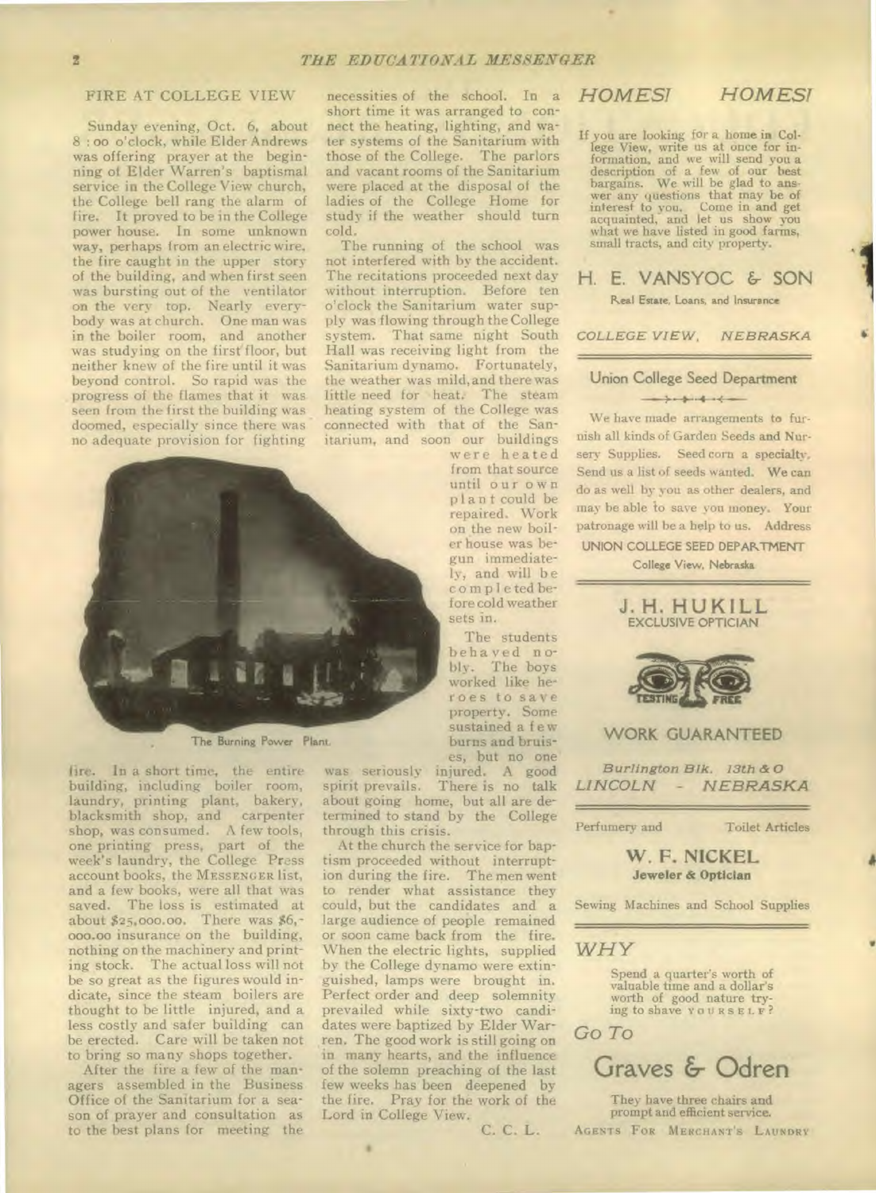## FIRE AT COLLEGE VIEW

Sunday evening, Oct. 6, about 8:00 o'clock, while Elder Andrews was offering prayer at the beginning of Elder Warren's baptismal service in the College View church, the College bell rang the alarm of fire. It proved to be in the College power house. In some unknown way, perhaps from an electric wire, the fire caught in the upper story of the building, and when first seen was bursting out of the ventilator on the very top. Nearly everybody was at church. One man was in the boiler room, and another was studying on the first floor, but neither knew of the fire until it was beyond control. So rapid was the progress of the flames that it was seen from the first the building was doomed, especially since there was no adequate provision for fighting fire. In a short time, the entire building, including boiler room, laundry, printing plant, bakery, blacksmith shop, and carpenter shop, was consumed. A few tools, one printing press, part of the week's laundry, the College Press account books, the MESSENGER list, and a few books, were all that was saved. The loss is estimated at about $25,000.00. There was $6,000.00 insurance on the building, nothing on the machinery and printing stock. The actual loss will not be so great as the figures would indicate, since the steam boilers are thought to be little injured, and a less costly and safer building can be erected. Care will be taken not to bring so many shops together.

After the fire a few of the managers assembled in the Business Office of the Sanitarium for a season of prayer and consultation as to the best plans for meeting the necessities of the school. In a short time it was arranged to connect the heating, lighting, and water systems of the Sanitarium with those of the College. The parlors and vacant rooms of the Sanitarium were placed at the disposal of the ladies of the College Home for study if the weather should turn cold.

The running of the school was not interfered with by the accident. The recitations proceeded next day without interruption. Before ten o'clock the Sanitarium water supply was flowing through the College system. That same night South Hall was receiving light from the Sanitarium dynamo. Fortunately, the weather was mild, and there was little need for heat. The steam heating system of the College was connected with that of the Sanitarium, and soon our buildings were heated from that source until our own plant could be repaired. Work on the new boiler house was begun immediately, and will be completed before cold weather sets in.

The Burning Power Plant.

The students behaved nobly. The boys worked like heroes to save property. Some sustained a few burns and bruises, but no one was seriously injured. A good spirit prevails. There is no talk about going home, but all are determined to stand by the College through this crisis.

At the church the service for baptism proceeded without interruption during the fire. The men went to render what assistance they could, but the candidates and a large audience of people remained or soon came back from the fire. When the electric lights, supplied by the College dynamo were extinguished, lamps were brought in. Perfect order and deep solemnity prevailed while sixty-two candidates were baptized by Elder Warren. The good work is still going on in many hearts, and the influence of the solemn preaching of the last few weeks has been deepened by the fire. Pray for the work of the Lord in College View.

C. C. L.

---

## *HOMES! HOMES!*

If you are looking for a home in College View, write us at once for information, and we will send you a description of a few of our best bargains. We will be glad to answer any questions that may be of interest to you. Come in and get acquainted, and let us show you what we have listed in good farms, small tracts, and city property.

**H. E. VANSYOC & SON**

Real Estate, Loans, and Insurance

*COLLEGE VIEW, NEBRASKA*

---

**Union College Seed Department**

We have made arrangements to furnish all kinds of Garden Seeds and Nursery Supplies. Seed corn a specialty. Send us a list of seeds wanted. We can do as well by you as other dealers, and may be able to save you money. Your patronage will be a help to us. Address

UNION COLLEGE SEED DEPARTMENT
College View, Nebraska

---

**J. H. HUKILL**
EXCLUSIVE OPTICIAN

TESTING FREE

WORK GUARANTEED

*Burlington Blk. 13th & O*
*LINCOLN - NEBRASKA*

---

Perfumery and Toilet Articles

**W. F. NICKEL**
**Jeweler & Optician**

Sewing Machines and School Supplies

---

*WHY*

Spend a quarter's worth of valuable time and a dollar's worth of good nature trying to shave YOURSELF?

*Go To*

**Graves & Odren**

They have three chairs and prompt and efficient service.

AGENTS FOR MERCHANT'S LAUNDRY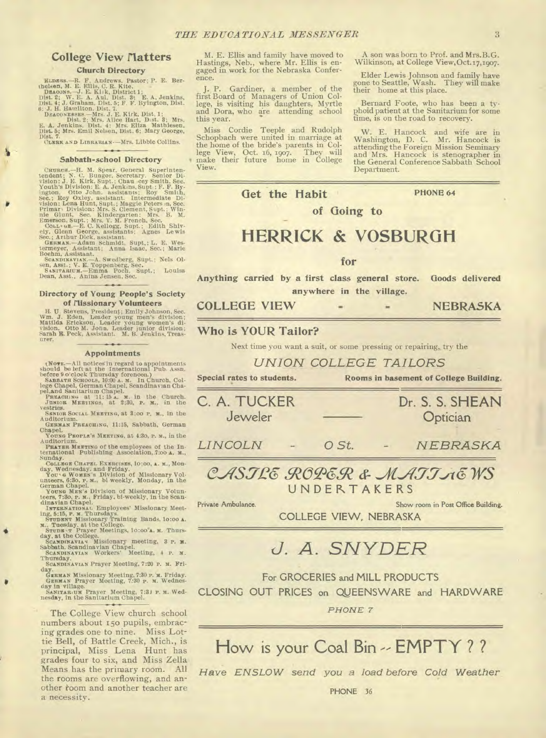## College View Matters

### Church Directory

ELDERS.—R. F. Andrews, Pastor; P. E. Berthelsen, M. E. Ellis, C. R. Kite.
DEACONS.—J. E. Kirk, District 1; Dist. 2; W. E. A. Aul, Dist. 3; E. A. Jenkins, Dist. 4; J. Graham, Dist. 5; F. F. Byington, Dist. 6; J. H. Hamilton, Dist. 7.
DEACONESSES.—Mrs. J. E. Kirk, Dist. 1; Dist. 2; Mrs. Alice Hart, Dist. 3; Mrs. E. A. Jenkins, Dist. 4; Mrs. Eliza Mathiesen, Dist. 5; Mrs. Emil Nelsen, Dist. 6; Mary George, Dist. 7.
CLERK AND LIBRARIAN.—Mrs. Libbie Collins.

### Sabbath-school Directory

CHURCH.—H. M. Spear, General Superintendent; N. C. Bungor, Secretary. Senior Division: J. E. Kirk, Supt.; Chauncey Smith, Sec. Youth's Division: E. A. Jenkins, Supt.; F. F. Byington, Otto John, assistants; Roy Smith, Sec.; Roy Oxley, assistant. Intermediate Division: Lena Hunt, Supt.; Maggie Peterson, Sec. Primary Division: Mrs. S. Clement, Supt.; Winnie Glunt, Sec. Kindergarten: Mrs. B. M. Emerson, Supt.; Mrs. T. M. French, Sec.
COLLEGE.—E. C. Kellogg, Supt.; Edith Shively, Glenn George, assistants; Agnes Lewis Sec.; Arthur Dick, assistant.
GERMAN.—Adam Schmidt, Supt.; L. E. Westermeyer, Assistant; Anna Isaac, Sec.; Marie Boehm, Assistant.
SCANDINAVIAN.—A. Swedberg, Supt.; Nels Olsen, Asst.; V. E. Toppenberg, Sec.
SANITARIUM.—Emma Poch, Supt.; Louisa Dean, Asst., Anina Jensen, Sec.

### Directory of Young People's Society of Missionary Volunteers

H. U. Stevens, President; Emily Johnson, Sec. Wm. J. Eden, Leader young men's division; Matilda Erickson, Leader young women's division. Otto M. John, Leader junior division; Sarah E. Peck, Assistant. M. B. Jenkins, Treasurer.

### Appointments

(NOTE.—All notices in regard to appointments should be left at the International Pub. Assn. before 9 o'clock Thursday forenoon.)

SABBATH SCHOOLS, 10:00 A. M. In Church, College Chapel, German Chapel, Scandinavian Chapel, and Sanitarium Chapel.
PREACHING at 11:15 A. M. in the Church.
JUNIOR MEETINGS, at 2:30, P. M., in the vestries.
SENIOR SOCIAL MEETING, at 3:00 P. M., in the Auditorium.
GERMAN PREACHING, 11:15, Sabbath, German Chapel.
YOUNG PEOPLE'S MEETING, at 4:30, P. M., in the Auditorium.
PRAYER MEETING of the employees of the International Publishing Association, 7:00 A. M., Sunday.
COLLEGE CHAPEL EXERCISES, 10:00, A. M., Monday, Wednesday, and Friday.
YOUNG WOMEN'S Division of Missionary Volunteers, 6:30, P. M., bi weekly, Monday, in the German Chapel.
YOUNG MEN'S Division of Missionary Volunteers, 7:30, P. M., Friday, bi-weekly, in the Scandinavian Chapel.
INTERNATIONAL Employees' Missionary Meeting, 5:15, P. M. Thursdays.
STUDENT Missionary Training Bands, 10:00 A. M., Tuesday, at the College.
STUDENT Prayer Meetings, 10:00 A. M. Thursday, at the College.
SCANDINAVIAN Missionary meeting, 3 P. M. Sabbath, Scandinavian Chapel.
SCANDINAVIAN Workers' Meeting, 4 P. M. Thursday.
SCANDINAVIAN Prayer Meeting, 7:20 P. M. Friday.
GERMAN Missionary Meeting, 7:30 P. M. Friday.
GERMAN Prayer Meeting, 7:30 P. M. Wednesday in village.
SANITARIUM Prayer Meeting, 7:30 P. M. Wednesday, in the Sanitarium Chapel.

The College View church school numbers about 150 pupils, embracing grades one to nine. Miss Lottie Bell, of Battle Creek, Mich., is principal, Miss Lena Hunt has grades four to six, and Miss Zella Means has the primary room. All the rooms are overflowing, and another room and another teacher are a necessity.

M. E. Ellis and family have moved to Hastings, Neb., where Mr. Ellis is engaged in work for the Nebraska Conference.

J. P. Gardiner, a member of the first Board of Managers of Union College, is visiting his daughters, Myrtle and Dora, who are attending school this year.

Miss Cordie Teeple and Rudolph Schopbach were united in marriage at the home of the bride's parents in College View, Oct. 16, 1907. They will make their future home in College View.

A son was born to Prof. and Mrs. B. G. Wilkinson, at College View, Oct. 17, 1907.

Elder Lewis Johnson and family have gone to Seattle, Wash. They will make their home at this place.

Bernard Foote, who has been a typhoid patient at the Sanitarium for some time, is on the road to recovery.

W. E. Hancock and wife are in Washington, D. C. Mr. Hancock is attending the Foreign Mission Seminary and Mrs. Hancock is stenographer in the General Conference Sabbath School Department.

---

**Get the Habit** PHONE 64

**of Going to**

# HERRICK & VOSBURGH

**for**

**Anything carried by a first class general store. Goods delivered anywhere in the village.**

**COLLEGE VIEW - - NEBRASKA**

---

**Who is YOUR Tailor?**

Next time you want a suit, or some pressing or repairing, try the

*UNION COLLEGE TAILORS*

**Special rates to students.** **Rooms in basement of College Building.**

---

**C. A. TUCKER** Jeweler — **Dr. S. S. SHEAN** Optician

*LINCOLN - O St. - NEBRASKA*

---

*CASTLE ROPER & MATTHEWS*

**UNDERTAKERS**

Private Ambulance. Show room in Post Office Building.

COLLEGE VIEW, NEBRASKA

---

# *J. A. SNYDER*

For GROCERIES and MILL PRODUCTS

CLOSING OUT PRICES on QUEENSWARE and HARDWARE

*PHONE 7*

---

## How is your Coal Bin -- EMPTY ? ?

*Have ENSLOW send you a load before Cold Weather*

PHONE 36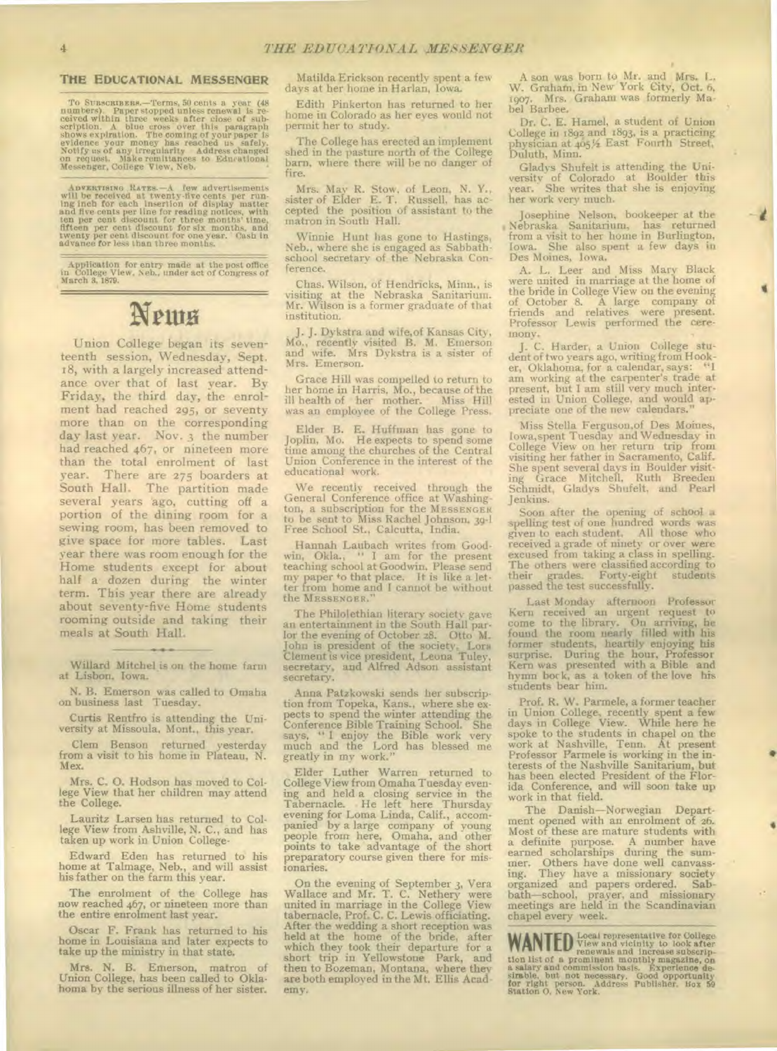## THE EDUCATIONAL MESSENGER

TO SUBSCRIBERS.—Terms, 50 cents a year (48 numbers). Paper stopped unless renewal is received within three weeks after close of subscription. A blue cross over this paragraph shows expiration. The coming of your paper is evidence your money has reached us safely. Notify us of any irregularity. Address changed on request. Make remittances to Educational Messenger, College View, Neb.

ADVERTISING RATES.—A few advertisements will be received at twenty-five cents per running inch for each insertion of display matter and five cents per line for reading notices, with ten per cent discount for three months' time, fifteen per cent discount for six months, and twenty per cent discount for one year. Cash in advance for less than three months.

Application for entry made at the post office in College View, Neb., under act of Congress of March 3, 1879.

# News

Union College began its seventeenth session, Wednesday, Sept. 18, with a largely increased attendance over that of last year. By Friday, the third day, the enrolment had reached 295, or seventy more than on the corresponding day last year. Nov. 3 the number had reached 467, or nineteen more than the total enrolment of last year. There are 275 boarders at South Hall. The partition made several years ago, cutting off a portion of the dining room for a sewing room, has been removed to give space for more tables. Last year there was room enough for the Home students except for about half a dozen during the winter term. This year there are already about seventy-five Home students rooming outside and taking their meals at South Hall.

---

Willard Mitchel is on the home farm at Lisbon, Iowa.

N. B. Emerson was called to Omaha on business last Tuesday.

Curtis Rentfro is attending the University at Missoula, Mont., this year.

Clem Benson returned yesterday from a visit to his home in Plateau, N. Mex.

Mrs. C. O. Hodson has moved to College View that her children may attend the College.

Lauritz Larsen has returned to College View from Ashville, N. C., and has taken up work in Union College.

Edward Eden has returned to his home at Talmage, Neb., and will assist his father on the farm this year.

The enrolment of the College has now reached 467, or nineteen more than the entire enrolment last year.

Oscar F. Frank has returned to his home in Louisiana and later expects to take up the ministry in that state.

Mrs. N. B. Emerson, matron of Union College, has been called to Oklahoma by the serious illness of her sister.

Matilda Erickson recently spent a few days at her home in Harlan, Iowa.

Edith Pinkerton has returned to her home in Colorado as her eyes would not permit her to study.

The College has erected an implement shed in the pasture north of the College barn, where there will be no danger of fire.

Mrs. May R. Stow, of Leon, N. Y., sister of Elder E. T. Russell, has accepted the position of assistant to the matron in South Hall.

Winnie Hunt has gone to Hastings, Neb., where she is engaged as Sabbath-school secretary of the Nebraska Conference.

Chas. Wilson, of Hendricks, Minn., is visiting at the Nebraska Sanitarium. Mr. Wilson is a former graduate of that institution.

J. J. Dykstra and wife, of Kansas City, Mo., recently visited B. M. Emerson and wife. Mrs Dykstra is a sister of Mrs. Emerson.

Grace Hill was compelled to return to her home in Harris, Mo., because of the ill health of her mother. Miss Hill was an employee of the College Press.

Elder B. E. Huffman has gone to Joplin, Mo. He expects to spend some time among the churches of the Central Union Conference in the interest of the educational work.

We recently received through the General Conference office at Washington, a subscription for the MESSENGER to be sent to Miss Rachel Johnson, 39-1 Free School St., Calcutta, India.

Hannah Laubach writes from Goodwin, Okla., "I am for the present teaching school at Goodwin. Please send my paper to that place. It is like a letter from home and I cannot be without the MESSENGER."

The Philolethian literary society gave an entertainment in the South Hall parlor the evening of October 28. Otto M. John is president of the society, Lora Clement is vice president, Leona Tuley, secretary, and Alfred Adson assistant secretary.

Anna Patzkowski sends her subscription from Topeka, Kans., where she expects to spend the winter attending the Conference Bible Training School. She says, "I enjoy the Bible work very much and the Lord has blessed me greatly in my work."

Elder Luther Warren returned to College View from Omaha Tuesday evening and held a closing service in the Tabernacle. He left here Thursday evening for Loma Linda, Calif., accompanied by a large company of young people from here, Omaha, and other points to take advantage of the short preparatory course given there for missionaries.

On the evening of September 3, Vera Wallace and Mr. T. C. Nethery were united in marriage in the College View tabernacle, Prof. C. C. Lewis officiating. After the wedding a short reception was held at the home of the bride, after which they took their departure for a short trip in Yellowstone Park, and then to Bozeman, Montana, where they are both employed in the Mt. Ellis Academy.

A son was born to Mr. and Mrs. L. W. Graham, in New York City, Oct. 6, 1907. Mrs. Graham was formerly Mabel Barbee.

Dr. C. E. Hamel, a student of Union College in 1892 and 1893, is a practicing physician at 405½ East Fourth Street, Duluth, Minn.

Gladys Shufelt is attending the University of Colorado at Boulder this year. She writes that she is enjoying her work very much.

Josephine Nelson, bookeeper at the Nebraska Sanitarium, has returned from a visit to her home in Burlington, Iowa. She also spent a few days in Des Moines, Iowa.

A. L. Leer and Miss Mary Black were united in marriage at the home of the bride in College View on the evening of October 8. A large company of friends and relatives were present. Professor Lewis performed the ceremony.

J. C. Harder, a Union College student of two years ago, writing from Hooker, Oklahoma, for a calendar, says: "I am working at the carpenter's trade at present, but I am still very much interested in Union College, and would appreciate one of the new calendars."

Miss Stella Ferguson, of Des Moines, Iowa, spent Tuesday and Wednesday in College View on her return trip from visiting her father in Sacramento, Calif. She spent several days in Boulder visiting Grace Mitchell, Ruth Breeden Schmidt, Gladys Shufelt, and Pearl Jenkins.

Soon after the opening of school a spelling test of one hundred words was given to each student. All those who received a grade of ninety or over were excused from taking a class in spelling. The others were classified according to their grades. Forty-eight students passed the test successfully.

Last Monday afternoon Professor Kern received an urgent request to come to the library. On arriving, he found the room nearly filled with his former students, heartily enjoying his surprise. During the hour, Professor Kern was presented with a Bible and hymn book, as a token of the love his students bear him.

Prof. R. W. Parmele, a former teacher in Union College, recently spent a few days in College View. While here he spoke to the students in chapel on the work at Nashville, Tenn. At present Professor Parmele is working in the interests of the Nashville Sanitarium, but has been elected President of the Florida Conference, and will soon take up work in that field.

The Danish—Norwegian Department opened with an enrolment of 26. Most of these are mature students with a definite purpose. A number have earned scholarships during the summer. Others have done well canvassing. They have a missionary society organized and papers ordered. Sabbath—school, prayer, and missionary meetings are held in the Scandinavian chapel every week.

**WANTED** Local representative for College View and vicinity to look after renewals and increase subscription list of a prominent monthly magazine, on a salary and commission basis. Experience desirable, but not necessary. Good opportunity for right person. Address Publisher, Box 59 Station O, New York.